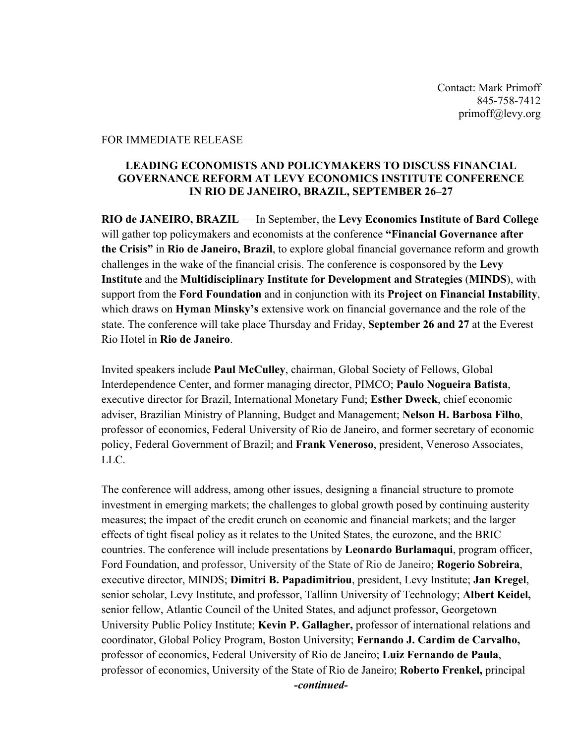Contact: Mark Primoff
845-758-7412
primoff@levy.org

FOR IMMEDIATE RELEASE

**LEADING ECONOMISTS AND POLICYMAKERS TO DISCUSS FINANCIAL GOVERNANCE REFORM AT LEVY ECONOMICS INSTITUTE CONFERENCE IN RIO DE JANEIRO, BRAZIL, SEPTEMBER 26–27**

**RIO de JANEIRO, BRAZIL** — In September, the **Levy Economics Institute of Bard College** will gather top policymakers and economists at the conference **"Financial Governance after the Crisis"** in **Rio de Janeiro, Brazil**, to explore global financial governance reform and growth challenges in the wake of the financial crisis. The conference is cosponsored by the **Levy Institute** and the **Multidisciplinary Institute for Development and Strategies** (**MINDS**), with support from the **Ford Foundation** and in conjunction with its **Project on Financial Instability**, which draws on **Hyman Minsky's** extensive work on financial governance and the role of the state. The conference will take place Thursday and Friday, **September 26 and 27** at the Everest Rio Hotel in **Rio de Janeiro**.

Invited speakers include **Paul McCulley**, chairman, Global Society of Fellows, Global Interdependence Center, and former managing director, PIMCO; **Paulo Nogueira Batista**, executive director for Brazil, International Monetary Fund; **Esther Dweck**, chief economic adviser, Brazilian Ministry of Planning, Budget and Management; **Nelson H. Barbosa Filho**, professor of economics, Federal University of Rio de Janeiro, and former secretary of economic policy, Federal Government of Brazil; and **Frank Veneroso**, president, Veneroso Associates, LLC.

The conference will address, among other issues, designing a financial structure to promote investment in emerging markets; the challenges to global growth posed by continuing austerity measures; the impact of the credit crunch on economic and financial markets; and the larger effects of tight fiscal policy as it relates to the United States, the eurozone, and the BRIC countries. The conference will include presentations by **Leonardo Burlamaqui**, program officer, Ford Foundation, and professor, University of the State of Rio de Janeiro; **Rogerio Sobreira**, executive director, MINDS; **Dimitri B. Papadimitriou**, president, Levy Institute; **Jan Kregel**, senior scholar, Levy Institute, and professor, Tallinn University of Technology; **Albert Keidel,** senior fellow, Atlantic Council of the United States, and adjunct professor, Georgetown University Public Policy Institute; **Kevin P. Gallagher,** professor of international relations and coordinator, Global Policy Program, Boston University; **Fernando J. Cardim de Carvalho,** professor of economics, Federal University of Rio de Janeiro; **Luiz Fernando de Paula**, professor of economics, University of the State of Rio de Janeiro; **Roberto Frenkel,** principal

***-continued-***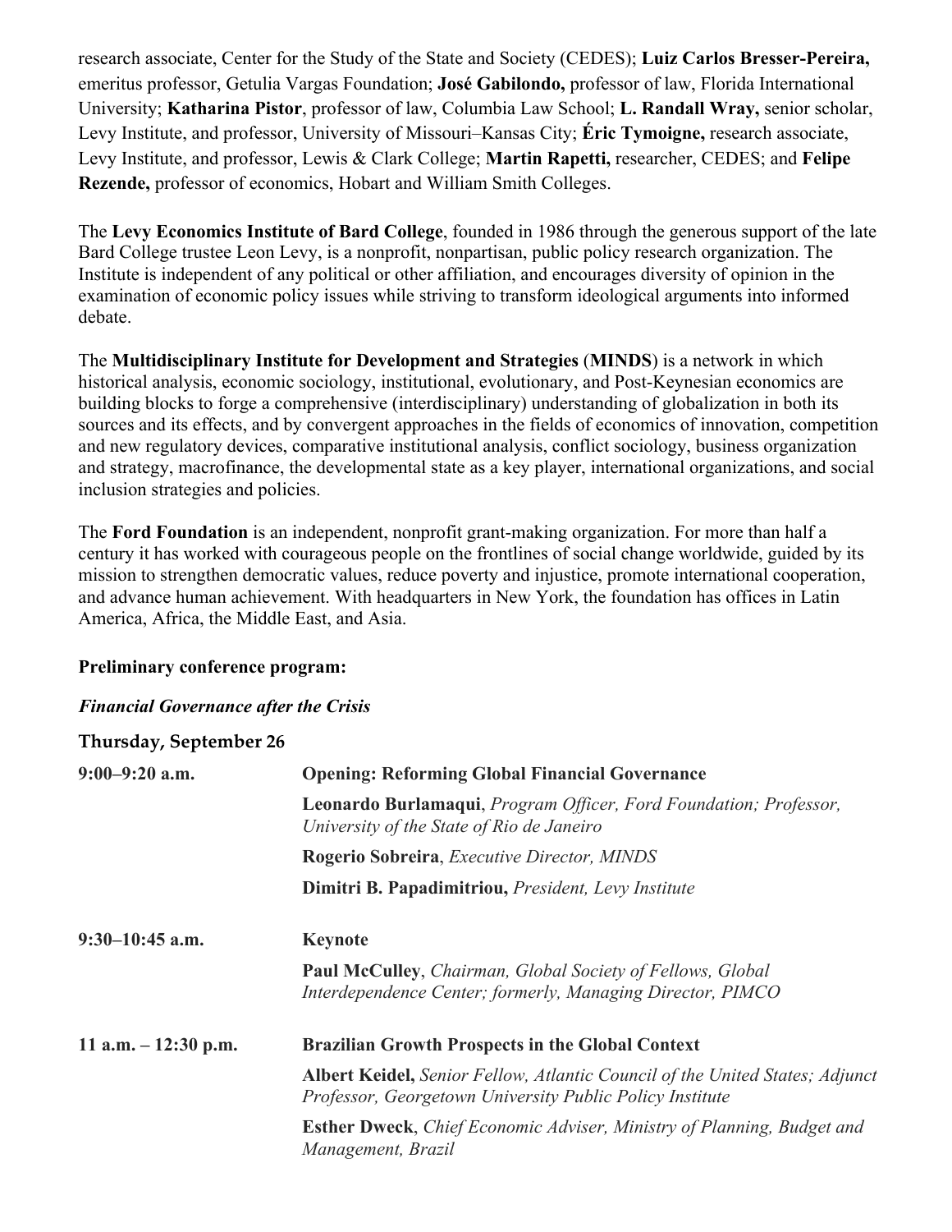research associate, Center for the Study of the State and Society (CEDES); **Luiz Carlos Bresser-Pereira,** emeritus professor, Getulia Vargas Foundation; **José Gabilondo,** professor of law, Florida International University; **Katharina Pistor**, professor of law, Columbia Law School; **L. Randall Wray,** senior scholar, Levy Institute, and professor, University of Missouri–Kansas City; **Éric Tymoigne,** research associate, Levy Institute, and professor, Lewis & Clark College; **Martin Rapetti,** researcher, CEDES; and **Felipe Rezende,** professor of economics, Hobart and William Smith Colleges.

The **Levy Economics Institute of Bard College**, founded in 1986 through the generous support of the late Bard College trustee Leon Levy, is a nonprofit, nonpartisan, public policy research organization. The Institute is independent of any political or other affiliation, and encourages diversity of opinion in the examination of economic policy issues while striving to transform ideological arguments into informed debate.

The **Multidisciplinary Institute for Development and Strategies** (**MINDS**) is a network in which historical analysis, economic sociology, institutional, evolutionary, and Post-Keynesian economics are building blocks to forge a comprehensive (interdisciplinary) understanding of globalization in both its sources and its effects, and by convergent approaches in the fields of economics of innovation, competition and new regulatory devices, comparative institutional analysis, conflict sociology, business organization and strategy, macrofinance, the developmental state as a key player, international organizations, and social inclusion strategies and policies.

The **Ford Foundation** is an independent, nonprofit grant-making organization. For more than half a century it has worked with courageous people on the frontlines of social change worldwide, guided by its mission to strengthen democratic values, reduce poverty and injustice, promote international cooperation, and advance human achievement. With headquarters in New York, the foundation has offices in Latin America, Africa, the Middle East, and Asia.

**Preliminary conference program:**

***Financial Governance after the Crisis***

**Thursday, September 26**

**9:00–9:20 a.m.** — **Opening: Reforming Global Financial Governance**

**Leonardo Burlamaqui**, *Program Officer, Ford Foundation; Professor, University of the State of Rio de Janeiro*

**Rogerio Sobreira**, *Executive Director, MINDS*

**Dimitri B. Papadimitriou,** *President, Levy Institute*

**9:30–10:45 a.m.** — **Keynote**

**Paul McCulley**, *Chairman, Global Society of Fellows, Global Interdependence Center; formerly, Managing Director, PIMCO*

**11 a.m. – 12:30 p.m.** — **Brazilian Growth Prospects in the Global Context**

**Albert Keidel,** *Senior Fellow, Atlantic Council of the United States; Adjunct Professor, Georgetown University Public Policy Institute*

**Esther Dweck**, *Chief Economic Adviser, Ministry of Planning, Budget and Management, Brazil*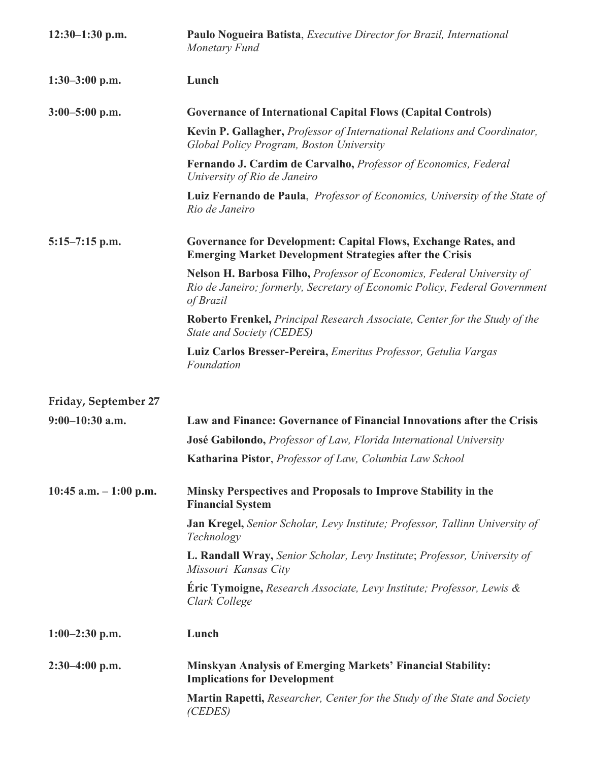**12:30–1:30 p.m.** **Paulo Nogueira Batista**, *Executive Director for Brazil, International Monetary Fund*

**1:30–3:00 p.m.** **Lunch**

**3:00–5:00 p.m.** **Governance of International Capital Flows (Capital Controls)**

**Kevin P. Gallagher,** *Professor of International Relations and Coordinator, Global Policy Program, Boston University*

**Fernando J. Cardim de Carvalho,** *Professor of Economics, Federal University of Rio de Janeiro*

**Luiz Fernando de Paula**, *Professor of Economics, University of the State of Rio de Janeiro*

**5:15–7:15 p.m.** **Governance for Development: Capital Flows, Exchange Rates, and Emerging Market Development Strategies after the Crisis**

**Nelson H. Barbosa Filho,** *Professor of Economics, Federal University of Rio de Janeiro; formerly, Secretary of Economic Policy, Federal Government of Brazil*

**Roberto Frenkel,** *Principal Research Associate, Center for the Study of the State and Society (CEDES)*

**Luiz Carlos Bresser-Pereira,** *Emeritus Professor, Getulia Vargas Foundation*

## Friday, September 27

**9:00–10:30 a.m.** **Law and Finance: Governance of Financial Innovations after the Crisis**

**José Gabilondo,** *Professor of Law, Florida International University*

**Katharina Pistor**, *Professor of Law, Columbia Law School*

**10:45 a.m. – 1:00 p.m.** **Minsky Perspectives and Proposals to Improve Stability in the Financial System**

**Jan Kregel,** *Senior Scholar, Levy Institute; Professor, Tallinn University of Technology*

**L. Randall Wray,** *Senior Scholar, Levy Institute*; *Professor, University of Missouri–Kansas City*

**Éric Tymoigne,** *Research Associate, Levy Institute; Professor, Lewis & Clark College*

**1:00–2:30 p.m.** **Lunch**

**2:30–4:00 p.m.** **Minskyan Analysis of Emerging Markets' Financial Stability: Implications for Development**

**Martin Rapetti,** *Researcher, Center for the Study of the State and Society (CEDES)*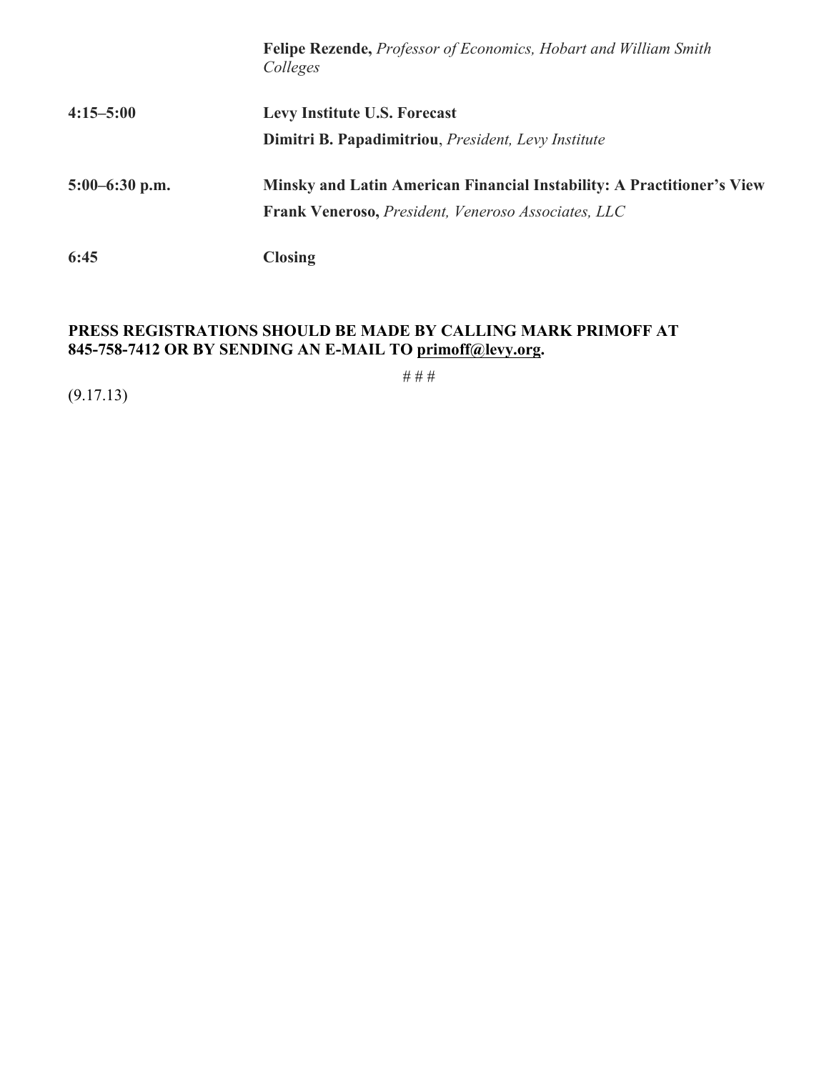| | |
|---|---|
| | **Felipe Rezende,** *Professor of Economics, Hobart and William Smith Colleges* |
| **4:15–5:00** | **Levy Institute U.S. Forecast** |
| | **Dimitri B. Papadimitriou**, *President, Levy Institute* |
| **5:00–6:30 p.m.** | **Minsky and Latin American Financial Instability: A Practitioner's View** |
| | **Frank Veneroso,** *President, Veneroso Associates, LLC* |
| **6:45** | **Closing** |

**PRESS REGISTRATIONS SHOULD BE MADE BY CALLING MARK PRIMOFF AT 845-758-7412 OR BY SENDING AN E-MAIL TO primoff@levy.org.**

# # #

(9.17.13)